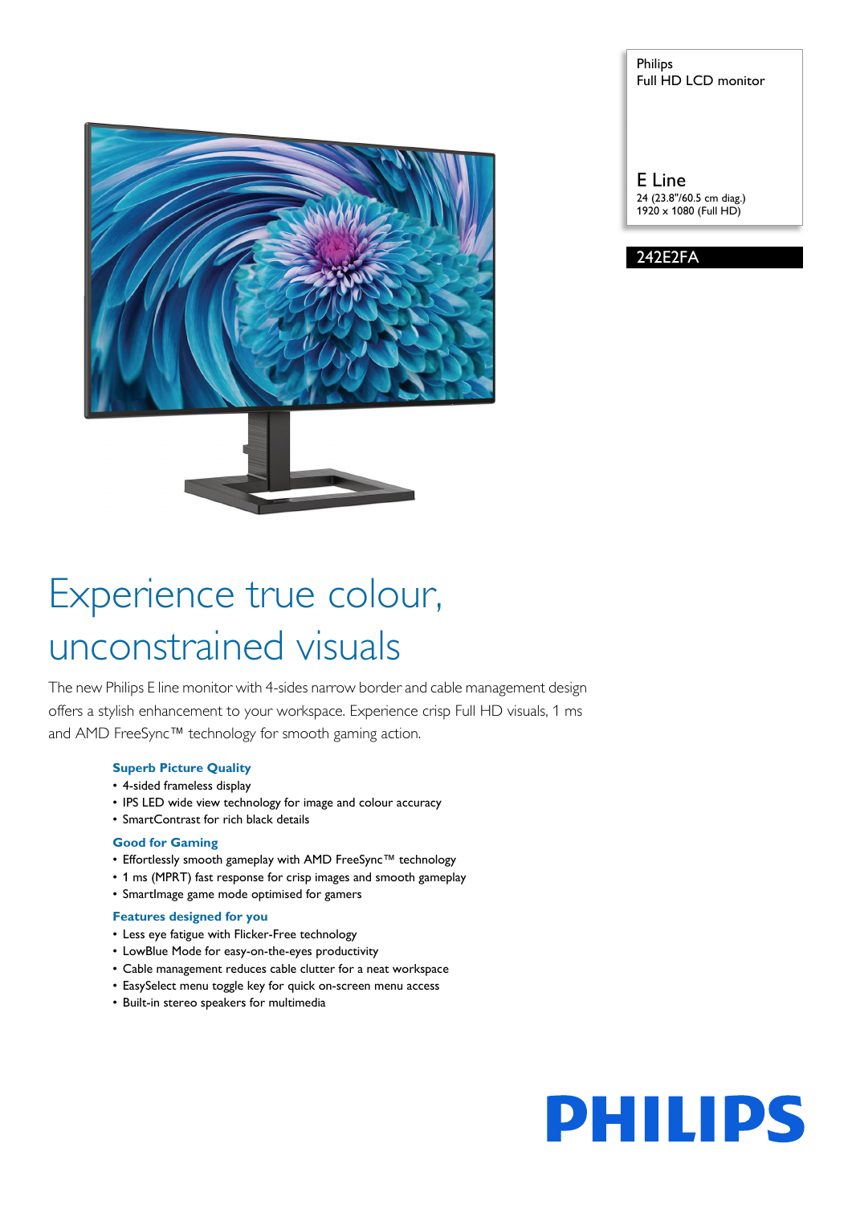Philips
Full HD LCD monitor

E Line
24 (23.8"/60.5 cm diag.)
1920 x 1080 (Full HD)

242E2FA

# Experience true colour, unconstrained visuals

The new Philips E line monitor with 4-sides narrow border and cable management design offers a stylish enhancement to your workspace. Experience crisp Full HD visuals, 1 ms and AMD FreeSync™ technology for smooth gaming action.

### Superb Picture Quality

- 4-sided frameless display
- IPS LED wide view technology for image and colour accuracy
- SmartContrast for rich black details

### Good for Gaming

- Effortlessly smooth gameplay with AMD FreeSync™ technology
- 1 ms (MPRT) fast response for crisp images and smooth gameplay
- SmartImage game mode optimised for gamers

### Features designed for you

- Less eye fatigue with Flicker-Free technology
- LowBlue Mode for easy-on-the-eyes productivity
- Cable management reduces cable clutter for a neat workspace
- EasySelect menu toggle key for quick on-screen menu access
- Built-in stereo speakers for multimedia

PHILIPS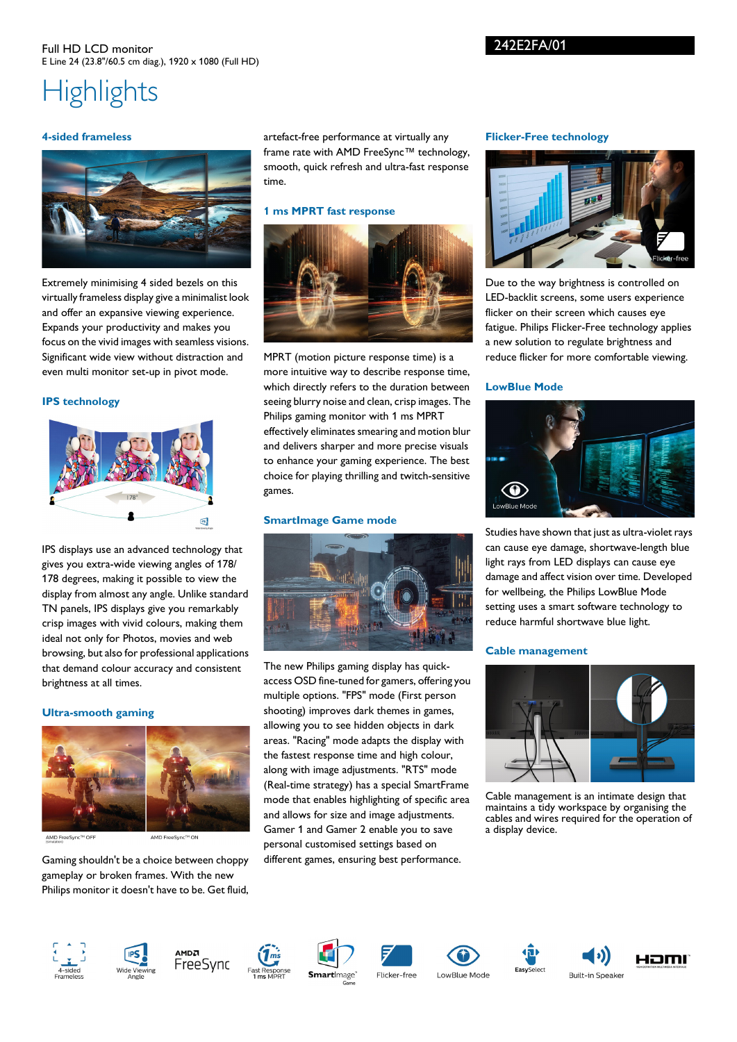Full HD LCD monitor
E Line 24 (23.8"/60.5 cm diag.), 1920 x 1080 (Full HD)

242E2FA/01

# Highlights

### 4-sided frameless

Extremely minimising 4 sided bezels on this virtually frameless display give a minimalist look and offer an expansive viewing experience. Expands your productivity and makes you focus on the vivid images with seamless visions. Significant wide view without distraction and even multi monitor set-up in pivot mode.

### IPS technology

IPS displays use an advanced technology that gives you extra-wide viewing angles of 178/178 degrees, making it possible to view the display from almost any angle. Unlike standard TN panels, IPS displays give you remarkably crisp images with vivid colours, making them ideal not only for Photos, movies and web browsing, but also for professional applications that demand colour accuracy and consistent brightness at all times.

### Ultra-smooth gaming

AMD FreeSync™ OFF (Simulation) | AMD FreeSync™ ON

Gaming shouldn't be a choice between choppy gameplay or broken frames. With the new Philips monitor it doesn't have to be. Get fluid, artefact-free performance at virtually any frame rate with AMD FreeSync™ technology, smooth, quick refresh and ultra-fast response time.

### 1 ms MPRT fast response

MPRT (motion picture response time) is a more intuitive way to describe response time, which directly refers to the duration between seeing blurry noise and clean, crisp images. The Philips gaming monitor with 1 ms MPRT effectively eliminates smearing and motion blur and delivers sharper and more precise visuals to enhance your gaming experience. The best choice for playing thrilling and twitch-sensitive games.

### SmartImage Game mode

The new Philips gaming display has quick-access OSD fine-tuned for gamers, offering you multiple options. "FPS" mode (First person shooting) improves dark themes in games, allowing you to see hidden objects in dark areas. "Racing" mode adapts the display with the fastest response time and high colour, along with image adjustments. "RTS" mode (Real-time strategy) has a special SmartFrame mode that enables highlighting of specific area and allows for size and image adjustments. Gamer 1 and Gamer 2 enable you to save personal customised settings based on different games, ensuring best performance.

### Flicker-Free technology

Due to the way brightness is controlled on LED-backlit screens, some users experience flicker on their screen which causes eye fatigue. Philips Flicker-Free technology applies a new solution to regulate brightness and reduce flicker for more comfortable viewing.

### LowBlue Mode

Studies have shown that just as ultra-violet rays can cause eye damage, shortwave-length blue light rays from LED displays can cause eye damage and affect vision over time. Developed for wellbeing, the Philips LowBlue Mode setting uses a smart software technology to reduce harmful shortwave blue light.

### Cable management

Cable management is an intimate design that maintains a tidy workspace by organising the cables and wires required for the operation of a display device.

4-sided Frameless | Wide Viewing Angle | AMD FreeSync | Fast Response 1 ms MPRT | SmartImage Game | Flicker-free | LowBlue Mode | EasySelect | Built-in Speaker | HDMI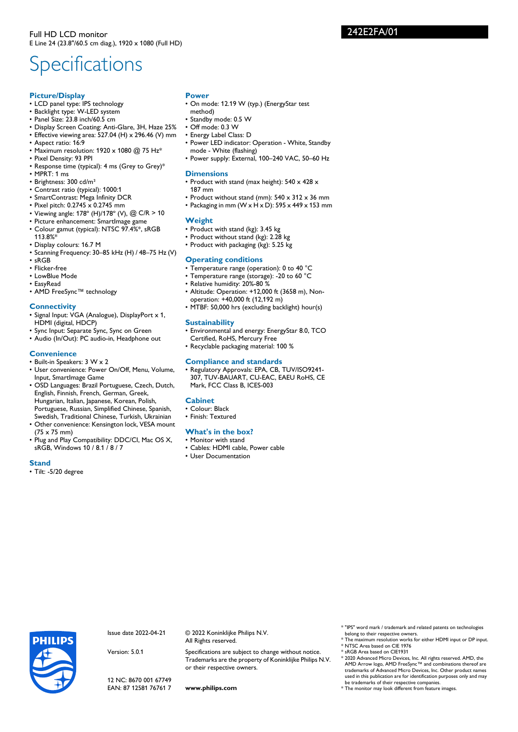Full HDD LCD monitor

E Line 24 (23.8"/60.5 cm diag.), 1920 x 1080 (Full HD)

242E2FA/01

# Specifications

## Picture/Display

- LCD panel type: IPS technology
- Backlight type: W-LED system
- Panel Size: 23.8 inch/60.5 cm
- Display Screen Coating: Anti-Glare, 3H, Haze 25%
- Effective viewing area: 527.04 (H) x 296.46 (V) mm
- Aspect ratio: 16:9
- Maximum resolution: 1920 x 1080 @ 75 Hz*
- Pixel Density: 93 PPI
- Response time (typical): 4 ms (Grey to Grey)*
- MPRT: 1 ms
- Brightness: 300 cd/m²
- Contrast ratio (typical): 1000:1
- SmartContrast: Mega Infinity DCR
- Pixel pitch: 0.2745 x 0.2745 mm
- Viewing angle: 178º (H)/178º (V), @ C/R > 10
- Picture enhancement: SmartImage game
- Colour gamut (typical): NTSC 97.4%*, sRGB 113.8%*
- Display colours: 16.7 M
- Scanning Frequency: 30–85 kHz (H) / 48–75 Hz (V)
- sRGB
- Flicker-free
- LowBlue Mode
- EasyRead
- AMD FreeSync™ technology

## Connectivity

- Signal Input: VGA (Analogue), DisplayPort x 1, HDMI (digital, HDCP)
- Sync Input: Separate Sync, Sync on Green
- Audio (In/Out): PC audio-in, Headphone out

## Convenience

- Built-in Speakers: 3 W x 2
- User convenience: Power On/Off, Menu, Volume, Input, SmartImage Game
- OSD Languages: Brazil Portuguese, Czech, Dutch, English, Finnish, French, German, Greek, Hungarian, Italian, Japanese, Korean, Polish, Portuguese, Russian, Simplified Chinese, Spanish, Swedish, Traditional Chinese, Turkish, Ukrainian
- Other convenience: Kensington lock, VESA mount (75 x 75 mm)
- Plug and Play Compatibility: DDC/CI, Mac OS X, sRGB, Windows 10 / 8.1 / 8 / 7

## Stand

- Tilt: -5/20 degree

## Power

- On mode: 12.19 W (typ.) (EnergyStar test method)
- Standby mode: 0.5 W
- Off mode: 0.3 W
- Energy Label Class: D
- Power LED indicator: Operation - White, Standby mode - White (flashing)
- Power supply: External, 100–240 VAC, 50–60 Hz

## Dimensions

- Product with stand (max height): 540 x 428 x 187 mm
- Product without stand (mm): 540 x 312 x 36 mm
- Packaging in mm (W x H x D): 595 x 449 x 153 mm

## Weight

- Product with stand (kg): 3.45 kg
- Product without stand (kg): 2.28 kg
- Product with packaging (kg): 5.25 kg

## Operating conditions

- Temperature range (operation): 0 to 40 °C
- Temperature range (storage): -20 to 60 °C
- Relative humidity: 20%-80 %
- Altitude: Operation: +12,000 ft (3658 m), Non-operation: +40,000 ft (12,192 m)
- MTBF: 50,000 hrs (excluding backlight) hour(s)

## Sustainability

- Environmental and energy: EnergyStar 8.0, TCO Certified, RoHS, Mercury Free
- Recyclable packaging material: 100 %

## Compliance and standards

- Regulatory Approvals: EPA, CB, TUV/ISO9241-307, TUV-BAUART, CU-EAC, EAEU RoHS, CE Mark, FCC Class B, ICES-003

## Cabinet

- Colour: Black
- Finish: Textured

## What's in the box?

- Monitor with stand
- Cables: HDMI cable, Power cable
- User Documentation

Issue date 2022-04-21

Version: 5.0.1

12 NC: 8670 001 67749
EAN: 87 12581 76761 7

© 2022 Koninklijke Philips N.V.
All Rights reserved.

Specifications are subject to change without notice. Trademarks are the property of Koninklijke Philips N.V. or their respective owners.

**www.philips.com**

* "IPS" word mark / trademark and related patents on technologies belong to their respective owners.
* The maximum resolution works for either HDMI input or DP input.
* NTSC Area based on CIE 1976
* sRGB Area based on CIE1931
* 2020 Advanced Micro Devices, Inc. All rights reserved. AMD, the AMD Arrow logo, AMD FreeSync™ and combinations thereof are trademarks of Advanced Micro Devices, Inc. Other product names used in this publication are for identification purposes only and may be trademarks of their respective companies.
* The monitor may look different from feature images.